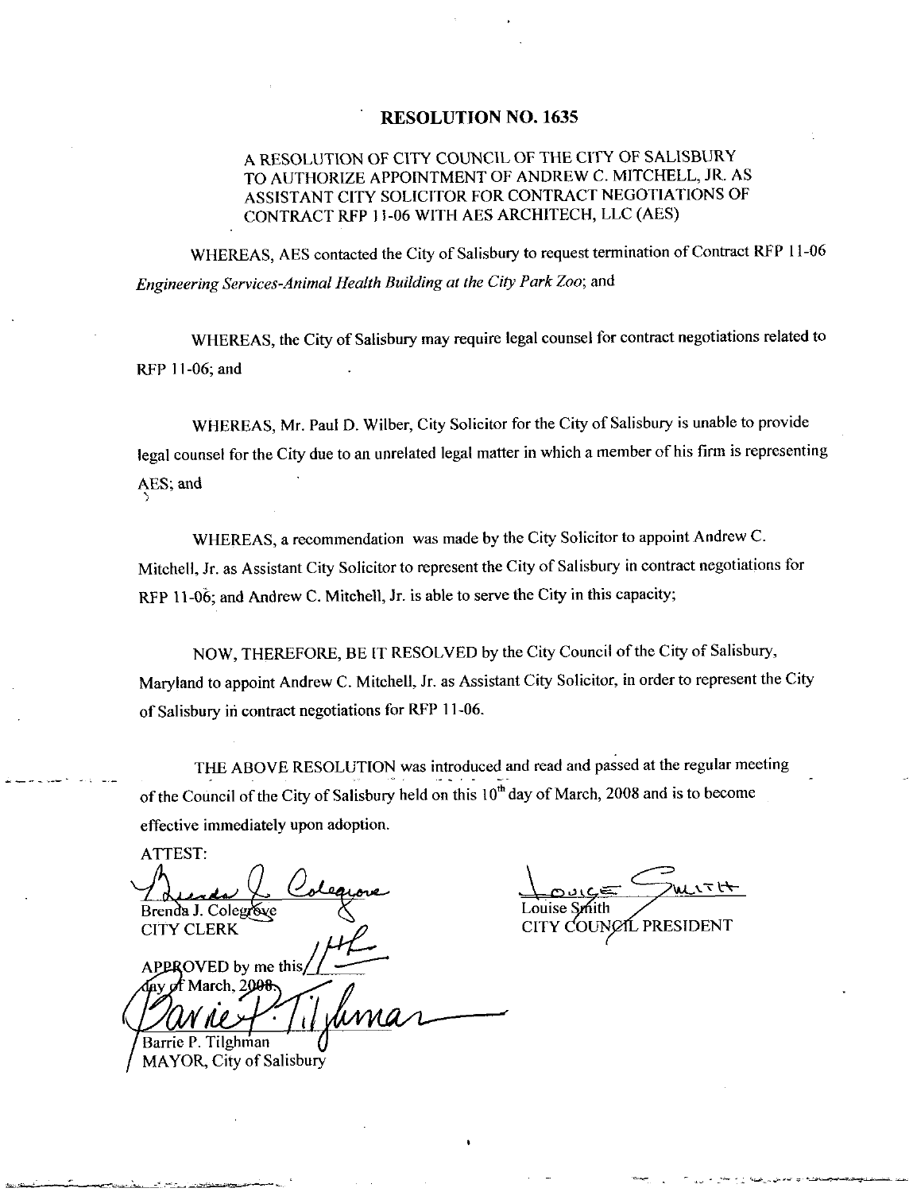# RESOLUTION NO. 1635

A RESOLUTION OF CITY COUNCIL OF THE CITY OF SALISBURY TO AUTHORIZE APPOINTMENT OF ANDREW C. MITCHELL, JR. AS ASSISTANT CITY SOLICITOR FOR CONTRACT NEGOTIATIONS OF CONTRACT RFP 11-06 WITH AES ARCHITECH, LLC (AES)

WHEREAS, AES contacted the City of Salisbury to request termination of Contract RFP 11-06 *Engineering Services-Animal Health Building at the City Park Zoo*; and

WHEREAS, the City of Salisbury may require legal counsel for contract negotiations related to RFP 11-06; and

WHEREAS, Mr. Paul D. Wilber, City Solicitor for the City of Salisbury is unable to provide legal counsel for the City due to an unrelated legal matter in which a member of his firm is representing AES; and

WHEREAS, a recommendation was made by the City Solicitor to appoint Andrew C. Mitchell, Jr. as Assistant City Solicitor to represent the City of Salisbury in contract negotiations for RFP 11-06; and Andrew C. Mitchell, Jr. is able to serve the City in this capacity;

NOW, THEREFORE, BE IT RESOLVED by the City Council of the City of Salisbury, Maryland to appoint Andrew C. Mitchell, Jr. as Assistant City Solicitor, in order to represent the City of Salisbury in contract negotiations for RFP 11-06.

THE ABOVE RESOLUTION was introduced and read and passed at the regular meeting of the Council of the City of Salisbury held on this 10th day of March, 2008 and is to become effective immediately upon adoption.

ATTEST:

Brenda J. Colegrove
CITY CLERK

Louise Smith
CITY COUNCIL PRESIDENT

APPROVED by me this 11th day of March, 2008.

Barrie P. Tilghman
MAYOR, City of Salisbury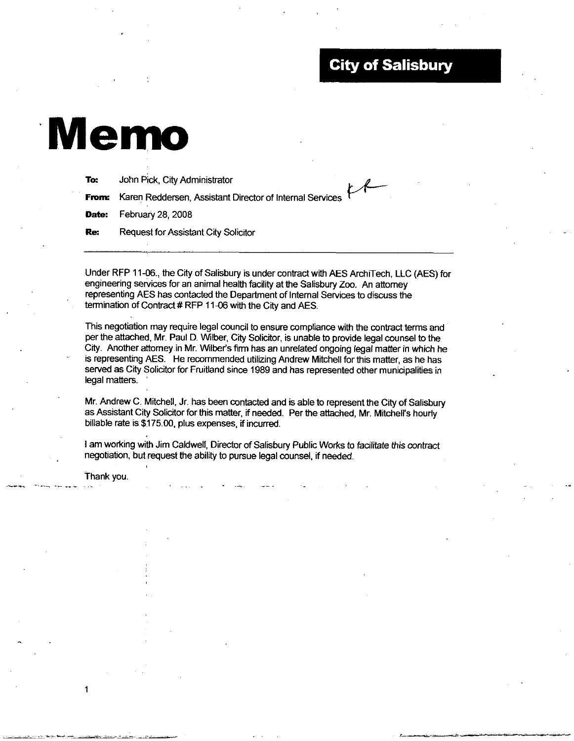**City of Salisbury**

# Memo

**To:** John Pick, City Administrator

**From:** Karen Reddersen, Assistant Director of Internal Services

**Date:** February 28, 2008

**Re:** Request for Assistant City Solicitor

---

Under RFP 11-06., the City of Salisbury is under contract with AES ArchiTech, LLC (AES) for engineering services for an animal health facility at the Salisbury Zoo. An attorney representing AES has contacted the Department of Internal Services to discuss the termination of Contract # RFP 11-06 with the City and AES.

This negotiation may require legal council to ensure compliance with the contract terms and per the attached, Mr. Paul D. Wilber, City Solicitor, is unable to provide legal counsel to the City. Another attorney in Mr. Wilber's firm has an unrelated ongoing legal matter in which he is representing AES. He recommended utilizing Andrew Mitchell for this matter, as he has served as City Solicitor for Fruitland since 1989 and has represented other municipalities in legal matters.

Mr. Andrew C. Mitchell, Jr. has been contacted and is able to represent the City of Salisbury as Assistant City Solicitor for this matter, if needed. Per the attached, Mr. Mitchell's hourly billable rate is $175.00, plus expenses, if incurred.

I am working with Jim Caldwell, Director of Salisbury Public Works to facilitate this contract negotiation, but request the ability to pursue legal counsel, if needed.

Thank you.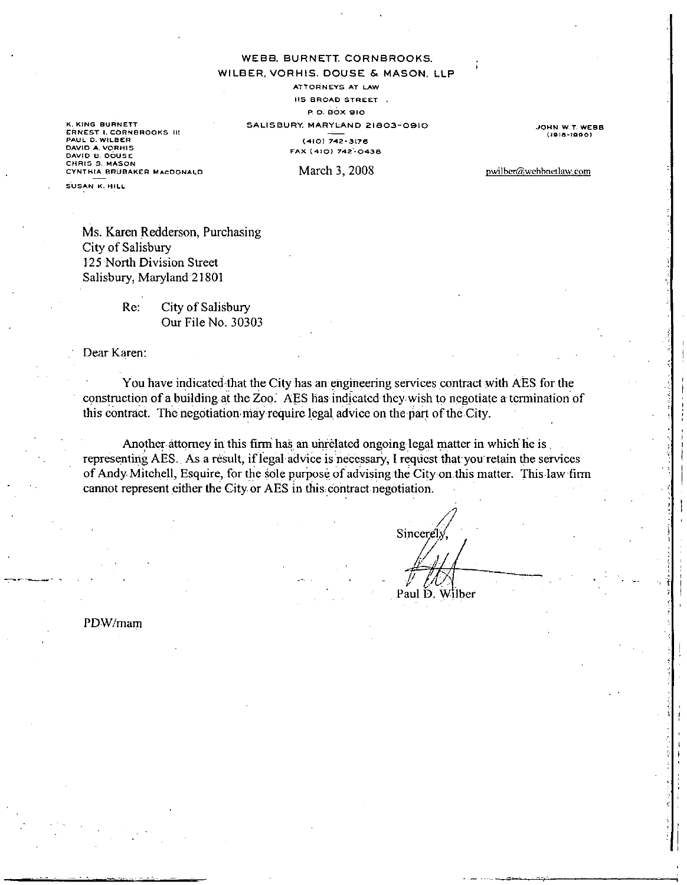**WEBB, BURNETT, CORNBROOKS, WILBER, VORHIS, DOUSE & MASON, LLP**

ATTORNEYS AT LAW
115 BROAD STREET
P. O. BOX 910
SALISBURY, MARYLAND 21803-0910
(410) 742-3176
FAX (410) 742-0438

K. KING BURNETT
ERNEST I. CORNBROOKS III
PAUL D. WILBER
DAVID A. VORHIS
DAVID B. DOUSE
CHRIS S. MASON
CYNTHIA BRUBAKER MacDONALD

SUSAN K. HILL

JOHN W. T. WEBB
(1918-1990)

March 3, 2008

pwilber@webbnetlaw.com

Ms. Karen Redderson, Purchasing
City of Salisbury
125 North Division Street
Salisbury, Maryland 21801

Re: City of Salisbury
Our File No. 30303

Dear Karen:

You have indicated that the City has an engineering services contract with AES for the construction of a building at the Zoo. AES has indicated they wish to negotiate a termination of this contract. The negotiation may require legal advice on the part of the City.

Another attorney in this firm has an unrelated ongoing legal matter in which he is representing AES. As a result, if legal advice is necessary, I request that you retain the services of Andy Mitchell, Esquire, for the sole purpose of advising the City on this matter. This law firm cannot represent either the City or AES in this contract negotiation.

Sincerely,

Paul D. Wilber

PDW/mam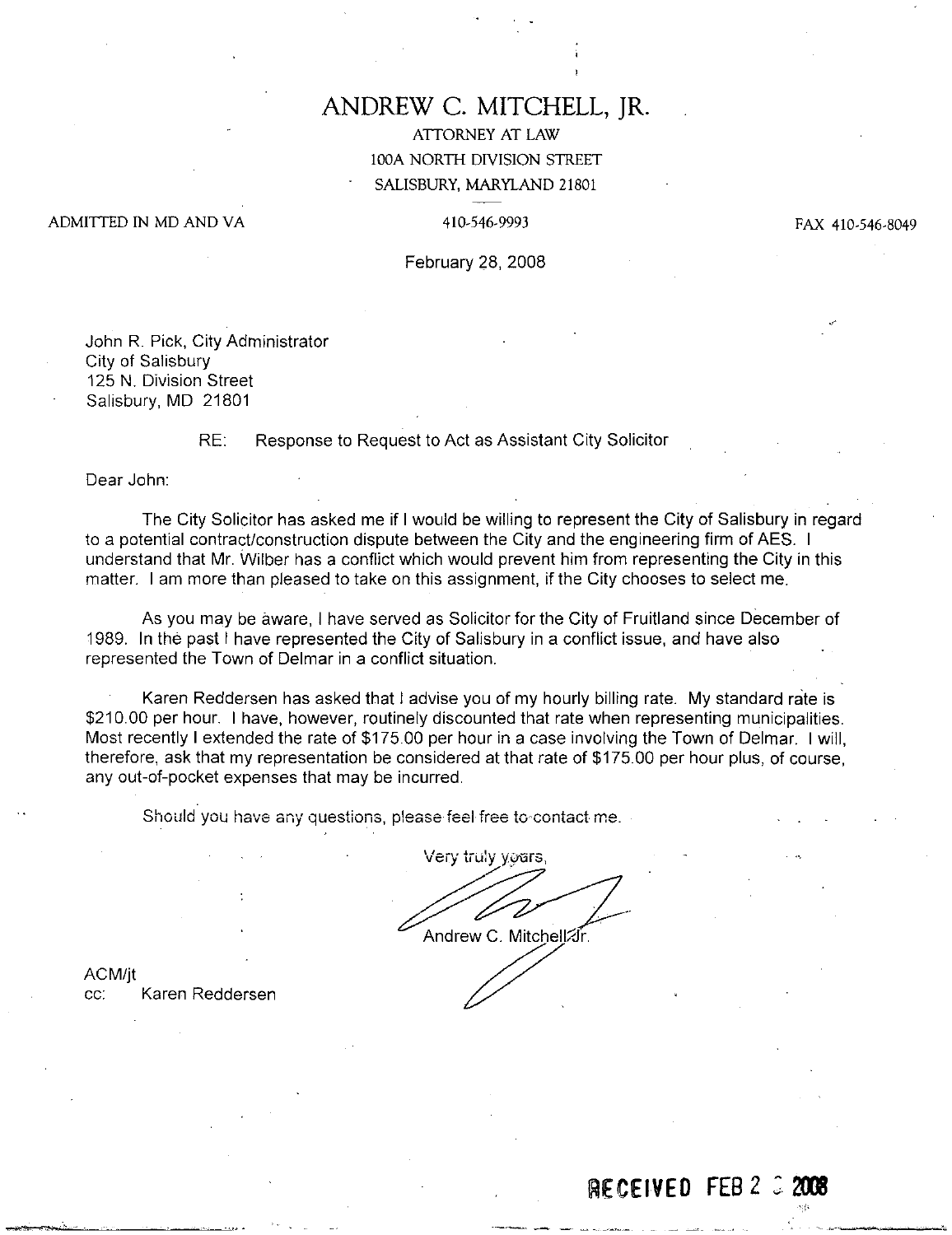# ANDREW C. MITCHELL, JR.

ATTORNEY AT LAW
100A NORTH DIVISION STREET
SALISBURY, MARYLAND 21801

ADMITTED IN MD AND VA 410-546-9993 FAX 410-546-8049

February 28, 2008

John R. Pick, City Administrator
City of Salisbury
125 N. Division Street
Salisbury, MD 21801

RE: Response to Request to Act as Assistant City Solicitor

Dear John:

The City Solicitor has asked me if I would be willing to represent the City of Salisbury in regard to a potential contract/construction dispute between the City and the engineering firm of AES. I understand that Mr. Wilber has a conflict which would prevent him from representing the City in this matter. I am more than pleased to take on this assignment, if the City chooses to select me.

As you may be aware, I have served as Solicitor for the City of Fruitland since December of 1989. In the past I have represented the City of Salisbury in a conflict issue, and have also represented the Town of Delmar in a conflict situation.

Karen Reddersen has asked that I advise you of my hourly billing rate. My standard rate is $210.00 per hour. I have, however, routinely discounted that rate when representing municipalities. Most recently I extended the rate of $175.00 per hour in a case involving the Town of Delmar. I will, therefore, ask that my representation be considered at that rate of $175.00 per hour plus, of course, any out-of-pocket expenses that may be incurred.

Should you have any questions, please feel free to contact me.

Very truly yours,

Andrew C. Mitchell Jr.

ACM/jt
cc: Karen Reddersen

RECEIVED FEB 2 ? 2008